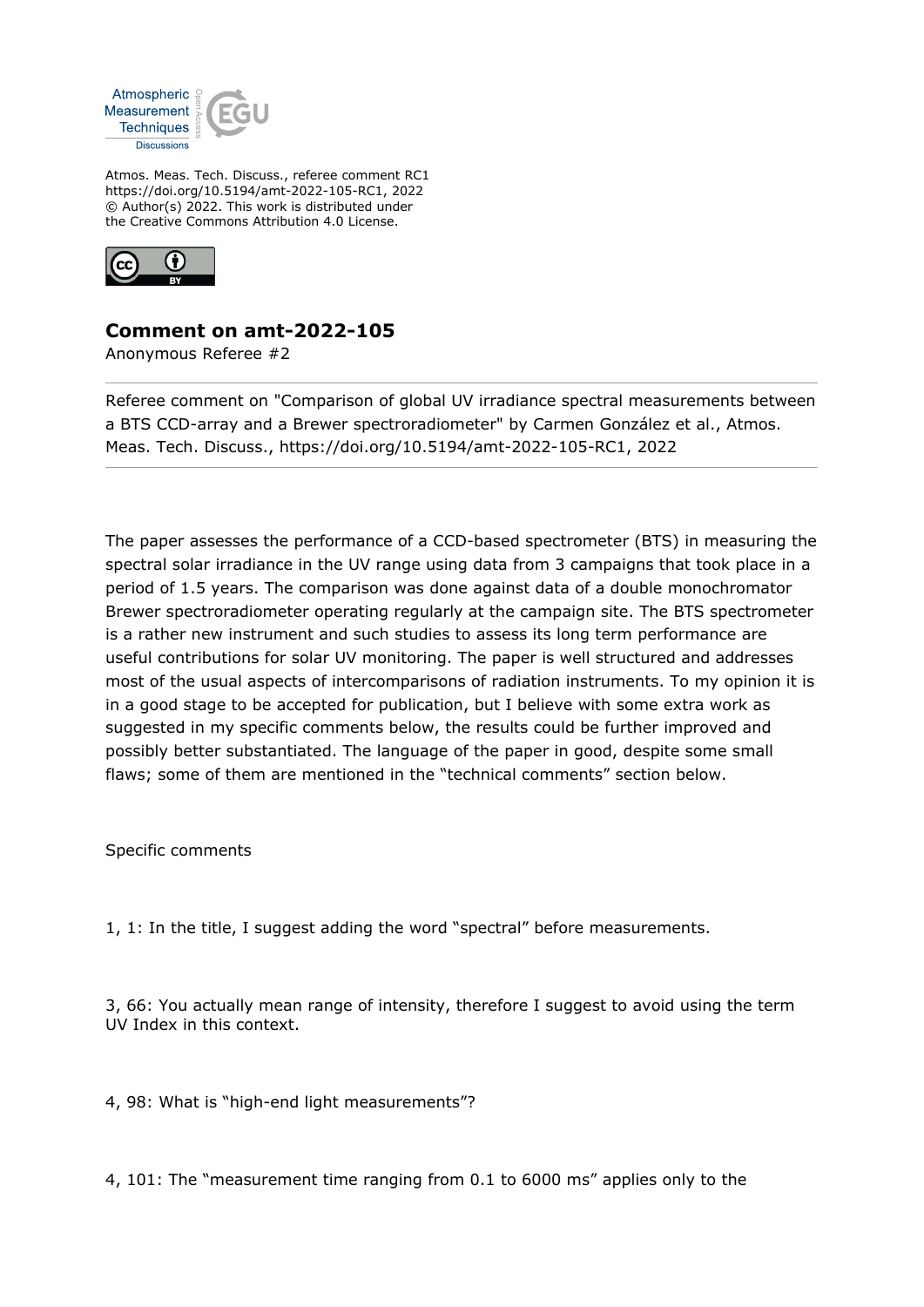Atmos. Meas. Tech. Discuss., referee comment RC1
https://doi.org/10.5194/amt-2022-105-RC1, 2022
© Author(s) 2022. This work is distributed under
the Creative Commons Attribution 4.0 License.

# Comment on amt-2022-105

Anonymous Referee #2

---

Referee comment on "Comparison of global UV irradiance spectral measurements between a BTS CCD-array and a Brewer spectroradiometer" by Carmen González et al., Atmos. Meas. Tech. Discuss., https://doi.org/10.5194/amt-2022-105-RC1, 2022

---

The paper assesses the performance of a CCD-based spectrometer (BTS) in measuring the spectral solar irradiance in the UV range using data from 3 campaigns that took place in a period of 1.5 years. The comparison was done against data of a double monochromator Brewer spectroradiometer operating regularly at the campaign site. The BTS spectrometer is a rather new instrument and such studies to assess its long term performance are useful contributions for solar UV monitoring. The paper is well structured and addresses most of the usual aspects of intercomparisons of radiation instruments. To my opinion it is in a good stage to be accepted for publication, but I believe with some extra work as suggested in my specific comments below, the results could be further improved and possibly better substantiated. The language of the paper in good, despite some small flaws; some of them are mentioned in the "technical comments" section below.

Specific comments

1, 1: In the title, I suggest adding the word "spectral" before measurements.

3, 66: You actually mean range of intensity, therefore I suggest to avoid using the term UV Index in this context.

4, 98: What is "high-end light measurements"?

4, 101: The "measurement time ranging from 0.1 to 6000 ms" applies only to the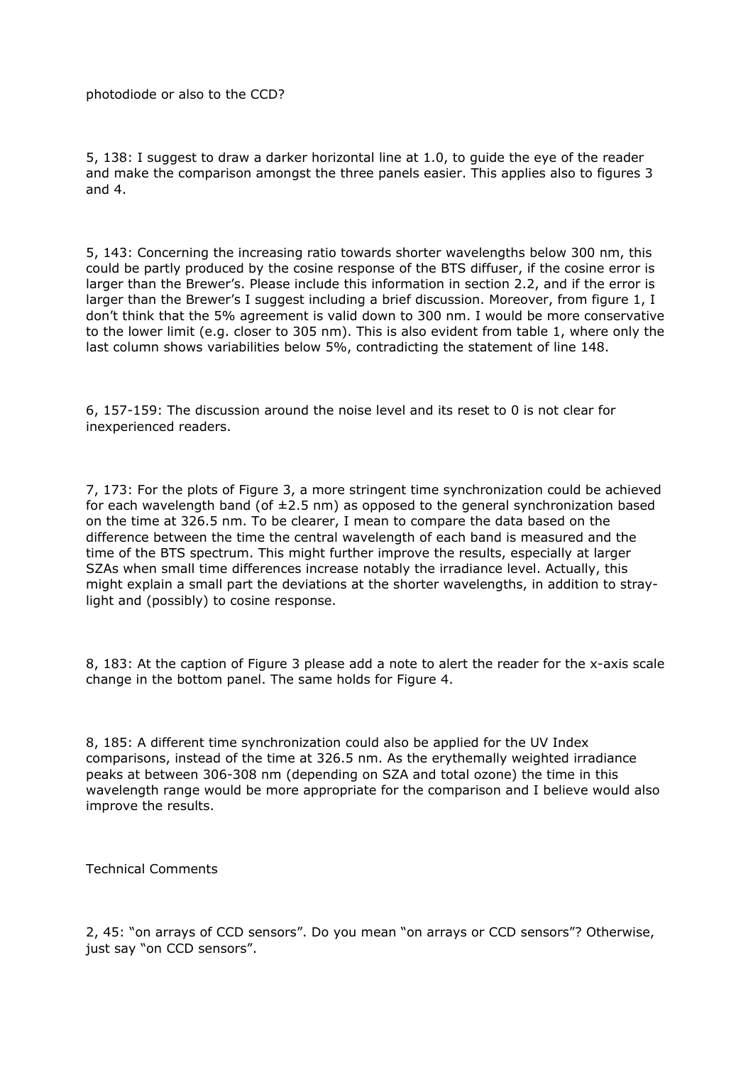photodiode or also to the CCD?

5, 138: I suggest to draw a darker horizontal line at 1.0, to guide the eye of the reader and make the comparison amongst the three panels easier. This applies also to figures 3 and 4.

5, 143: Concerning the increasing ratio towards shorter wavelengths below 300 nm, this could be partly produced by the cosine response of the BTS diffuser, if the cosine error is larger than the Brewer's. Please include this information in section 2.2, and if the error is larger than the Brewer's I suggest including a brief discussion. Moreover, from figure 1, I don't think that the 5% agreement is valid down to 300 nm. I would be more conservative to the lower limit (e.g. closer to 305 nm). This is also evident from table 1, where only the last column shows variabilities below 5%, contradicting the statement of line 148.

6, 157-159: The discussion around the noise level and its reset to 0 is not clear for inexperienced readers.

7, 173: For the plots of Figure 3, a more stringent time synchronization could be achieved for each wavelength band (of ±2.5 nm) as opposed to the general synchronization based on the time at 326.5 nm. To be clearer, I mean to compare the data based on the difference between the time the central wavelength of each band is measured and the time of the BTS spectrum. This might further improve the results, especially at larger SZAs when small time differences increase notably the irradiance level. Actually, this might explain a small part the deviations at the shorter wavelengths, in addition to stray-light and (possibly) to cosine response.

8, 183: At the caption of Figure 3 please add a note to alert the reader for the x-axis scale change in the bottom panel. The same holds for Figure 4.

8, 185: A different time synchronization could also be applied for the UV Index comparisons, instead of the time at 326.5 nm. As the erythemally weighted irradiance peaks at between 306-308 nm (depending on SZA and total ozone) the time in this wavelength range would be more appropriate for the comparison and I believe would also improve the results.

Technical Comments

2, 45: "on arrays of CCD sensors". Do you mean "on arrays or CCD sensors"? Otherwise, just say "on CCD sensors".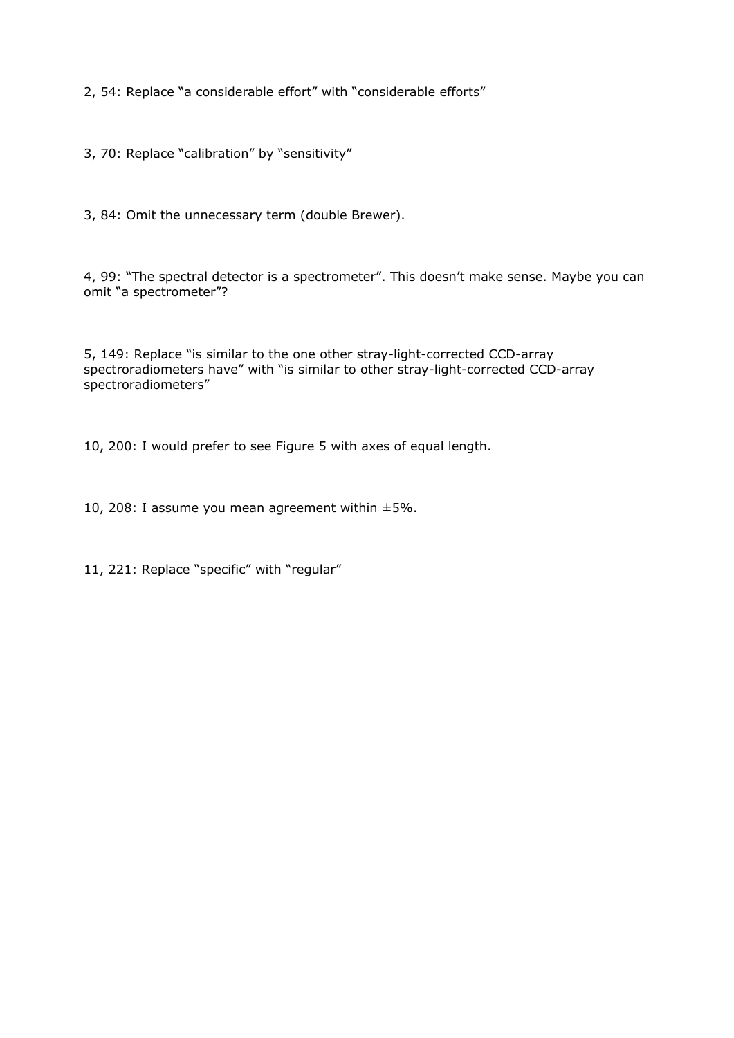2, 54: Replace “a considerable effort” with “considerable efforts”

3, 70: Replace “calibration” by “sensitivity”

3, 84: Omit the unnecessary term (double Brewer).

4, 99: “The spectral detector is a spectrometer”. This doesn’t make sense. Maybe you can omit “a spectrometer”?

5, 149: Replace “is similar to the one other stray-light-corrected CCD-array spectroradiometers have” with “is similar to other stray-light-corrected CCD-array spectroradiometers”

10, 200: I would prefer to see Figure 5 with axes of equal length.

10, 208: I assume you mean agreement within ±5%.

11, 221: Replace “specific” with “regular”